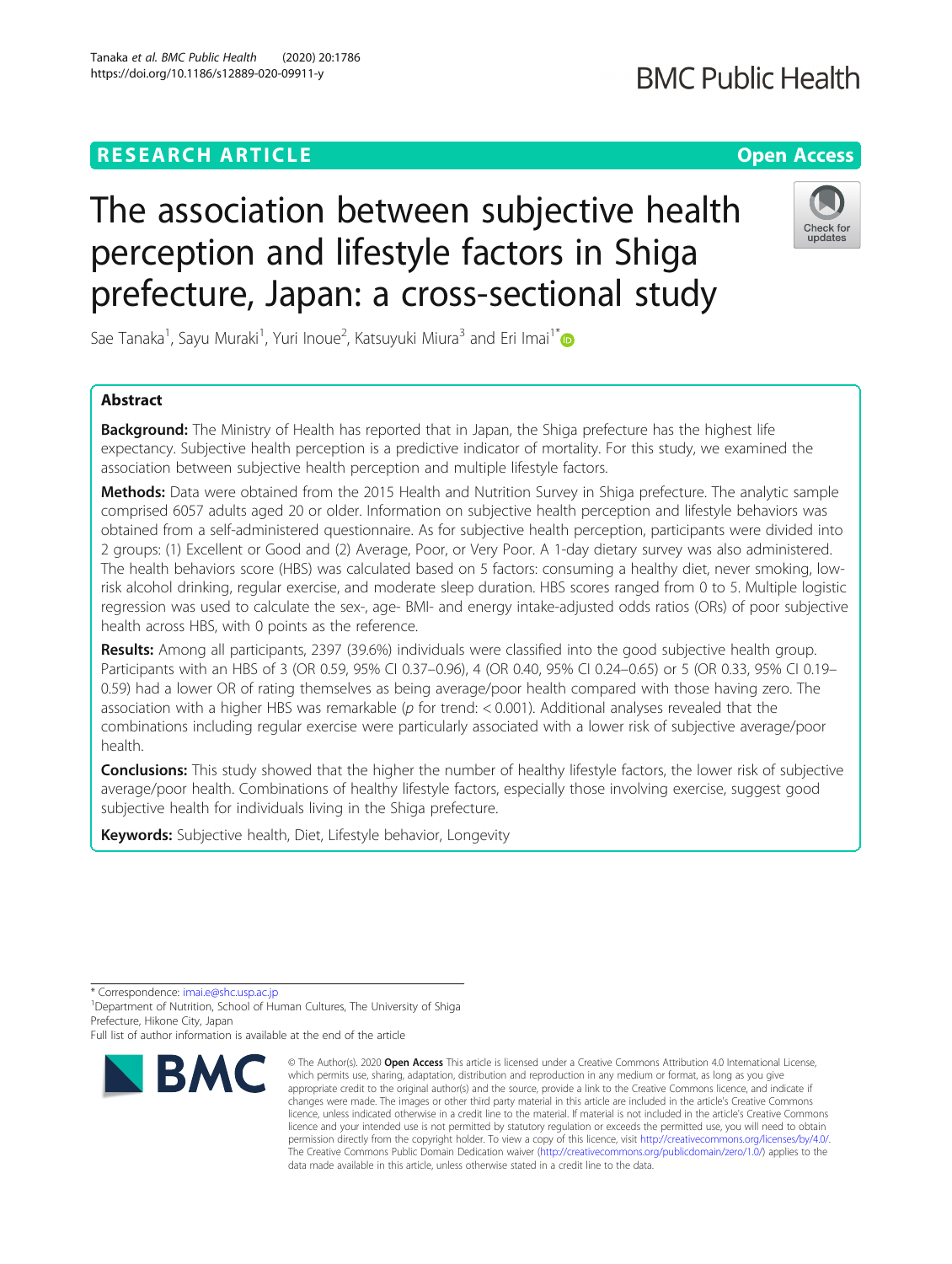# The association between subjective health perception and lifestyle factors in Shiga prefecture, Japan: a cross-sectional study

Sae Tanaka[1], Sayu Muraki[1], Yuri Inoue[2], Katsuyuki Miura[3] and Eri Imai[1*]

## Abstract

**Background:** The Ministry of Health has reported that in Japan, the Shiga prefecture has the highest life expectancy. Subjective health perception is a predictive indicator of mortality. For this study, we examined the association between subjective health perception and multiple lifestyle factors.

**Methods:** Data were obtained from the 2015 Health and Nutrition Survey in Shiga prefecture. The analytic sample comprised 6057 adults aged 20 or older. Information on subjective health perception and lifestyle behaviors was obtained from a self-administered questionnaire. As for subjective health perception, participants were divided into 2 groups: (1) Excellent or Good and (2) Average, Poor, or Very Poor. A 1-day dietary survey was also administered. The health behaviors score (HBS) was calculated based on 5 factors: consuming a healthy diet, never smoking, low-risk alcohol drinking, regular exercise, and moderate sleep duration. HBS scores ranged from 0 to 5. Multiple logistic regression was used to calculate the sex-, age- BMI- and energy intake-adjusted odds ratios (ORs) of poor subjective health across HBS, with 0 points as the reference.

**Results:** Among all participants, 2397 (39.6%) individuals were classified into the good subjective health group. Participants with an HBS of 3 (OR 0.59, 95% CI 0.37–0.96), 4 (OR 0.40, 95% CI 0.24–0.65) or 5 (OR 0.33, 95% CI 0.19–0.59) had a lower OR of rating themselves as being average/poor health compared with those having zero. The association with a higher HBS was remarkable ($p$ for trend: < 0.001). Additional analyses revealed that the combinations including regular exercise were particularly associated with a lower risk of subjective average/poor health.

**Conclusions:** This study showed that the higher the number of healthy lifestyle factors, the lower risk of subjective average/poor health. Combinations of healthy lifestyle factors, especially those involving exercise, suggest good subjective health for individuals living in the Shiga prefecture.

**Keywords:** Subjective health, Diet, Lifestyle behavior, Longevity

---

* Correspondence: imai.e@shc.usp.ac.jp
[1]Department of Nutrition, School of Human Cultures, The University of Shiga Prefecture, Hikone City, Japan
Full list of author information is available at the end of the article

© The Author(s). 2020 **Open Access** This article is licensed under a Creative Commons Attribution 4.0 International License, which permits use, sharing, adaptation, distribution and reproduction in any medium or format, as long as you give appropriate credit to the original author(s) and the source, provide a link to the Creative Commons licence, and indicate if changes were made. The images or other third party material in this article are included in the article's Creative Commons licence, unless indicated otherwise in a credit line to the material. If material is not included in the article's Creative Commons licence and your intended use is not permitted by statutory regulation or exceeds the permitted use, you will need to obtain permission directly from the copyright holder. To view a copy of this licence, visit http://creativecommons.org/licenses/by/4.0/. The Creative Commons Public Domain Dedication waiver (http://creativecommons.org/publicdomain/zero/1.0/) applies to the data made available in this article, unless otherwise stated in a credit line to the data.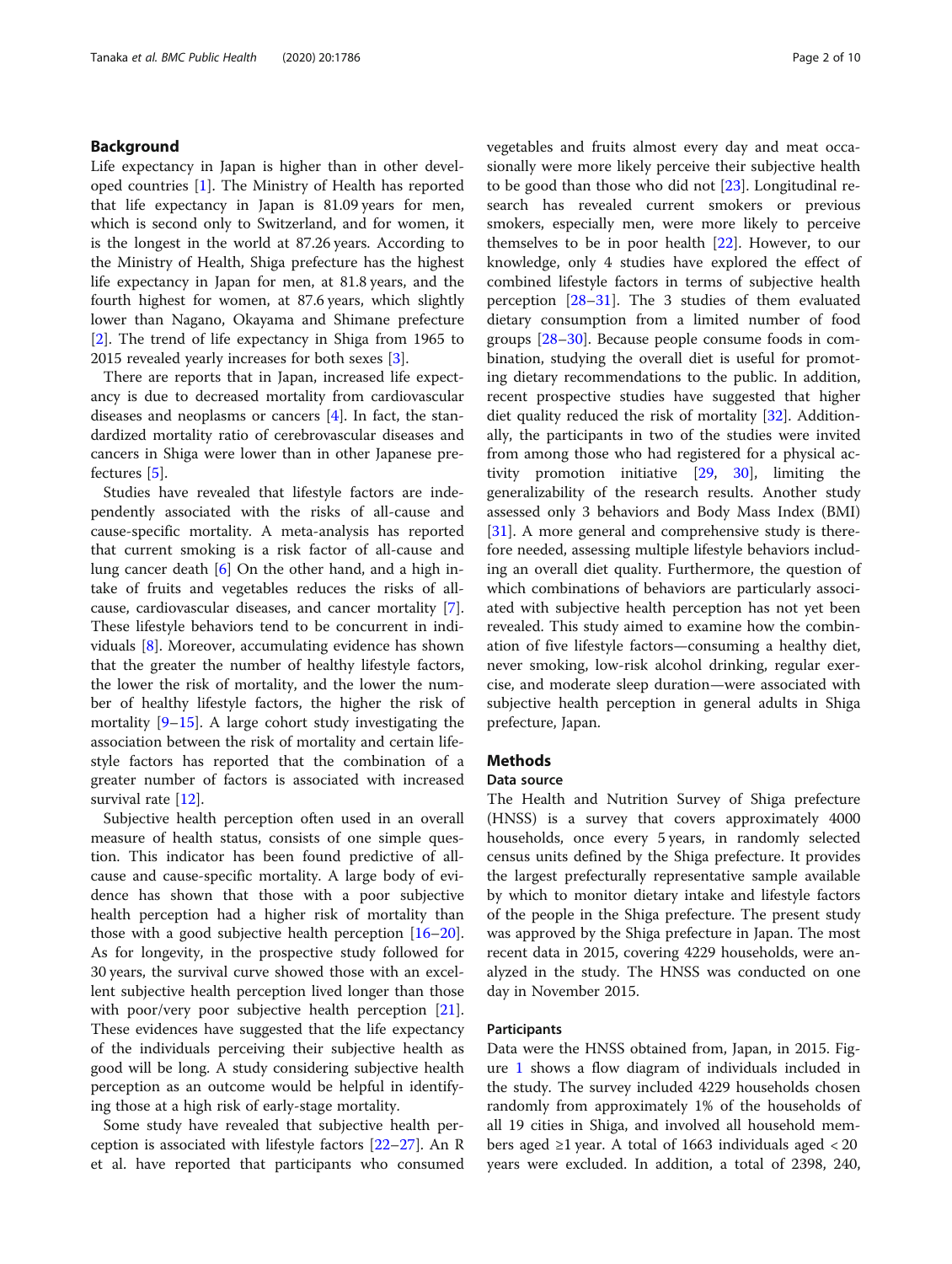## Background

Life expectancy in Japan is higher than in other developed countries [1]. The Ministry of Health has reported that life expectancy in Japan is 81.09 years for men, which is second only to Switzerland, and for women, it is the longest in the world at 87.26 years. According to the Ministry of Health, Shiga prefecture has the highest life expectancy in Japan for men, at 81.8 years, and the fourth highest for women, at 87.6 years, which slightly lower than Nagano, Okayama and Shimane prefecture [2]. The trend of life expectancy in Shiga from 1965 to 2015 revealed yearly increases for both sexes [3].

There are reports that in Japan, increased life expectancy is due to decreased mortality from cardiovascular diseases and neoplasms or cancers [4]. In fact, the standardized mortality ratio of cerebrovascular diseases and cancers in Shiga were lower than in other Japanese prefectures [5].

Studies have revealed that lifestyle factors are independently associated with the risks of all-cause and cause-specific mortality. A meta-analysis has reported that current smoking is a risk factor of all-cause and lung cancer death [6] On the other hand, and a high intake of fruits and vegetables reduces the risks of all-cause, cardiovascular diseases, and cancer mortality [7]. These lifestyle behaviors tend to be concurrent in individuals [8]. Moreover, accumulating evidence has shown that the greater the number of healthy lifestyle factors, the lower the risk of mortality, and the lower the number of healthy lifestyle factors, the higher the risk of mortality [9–15]. A large cohort study investigating the association between the risk of mortality and certain lifestyle factors has reported that the combination of a greater number of factors is associated with increased survival rate [12].

Subjective health perception often used in an overall measure of health status, consists of one simple question. This indicator has been found predictive of all-cause and cause-specific mortality. A large body of evidence has shown that those with a poor subjective health perception had a higher risk of mortality than those with a good subjective health perception [16–20]. As for longevity, in the prospective study followed for 30 years, the survival curve showed those with an excellent subjective health perception lived longer than those with poor/very poor subjective health perception [21]. These evidences have suggested that the life expectancy of the individuals perceiving their subjective health as good will be long. A study considering subjective health perception as an outcome would be helpful in identifying those at a high risk of early-stage mortality.

Some study have revealed that subjective health perception is associated with lifestyle factors [22–27]. An R et al. have reported that participants who consumed vegetables and fruits almost every day and meat occasionally were more likely perceive their subjective health to be good than those who did not [23]. Longitudinal research has revealed current smokers or previous smokers, especially men, were more likely to perceive themselves to be in poor health [22]. However, to our knowledge, only 4 studies have explored the effect of combined lifestyle factors in terms of subjective health perception [28–31]. The 3 studies of them evaluated dietary consumption from a limited number of food groups [28–30]. Because people consume foods in combination, studying the overall diet is useful for promoting dietary recommendations to the public. In addition, recent prospective studies have suggested that higher diet quality reduced the risk of mortality [32]. Additionally, the participants in two of the studies were invited from among those who had registered for a physical activity promotion initiative [29, 30], limiting the generalizability of the research results. Another study assessed only 3 behaviors and Body Mass Index (BMI) [31]. A more general and comprehensive study is therefore needed, assessing multiple lifestyle behaviors including an overall diet quality. Furthermore, the question of which combinations of behaviors are particularly associated with subjective health perception has not yet been revealed. This study aimed to examine how the combination of five lifestyle factors—consuming a healthy diet, never smoking, low-risk alcohol drinking, regular exercise, and moderate sleep duration—were associated with subjective health perception in general adults in Shiga prefecture, Japan.

## Methods

### Data source

The Health and Nutrition Survey of Shiga prefecture (HNSS) is a survey that covers approximately 4000 households, once every 5 years, in randomly selected census units defined by the Shiga prefecture. It provides the largest prefecturally representative sample available by which to monitor dietary intake and lifestyle factors of the people in the Shiga prefecture. The present study was approved by the Shiga prefecture in Japan. The most recent data in 2015, covering 4229 households, were analyzed in the study. The HNSS was conducted on one day in November 2015.

### Participants

Data were the HNSS obtained from, Japan, in 2015. Figure 1 shows a flow diagram of individuals included in the study. The survey included 4229 households chosen randomly from approximately 1% of the households of all 19 cities in Shiga, and involved all household members aged ≥1 year. A total of 1663 individuals aged < 20 years were excluded. In addition, a total of 2398, 240,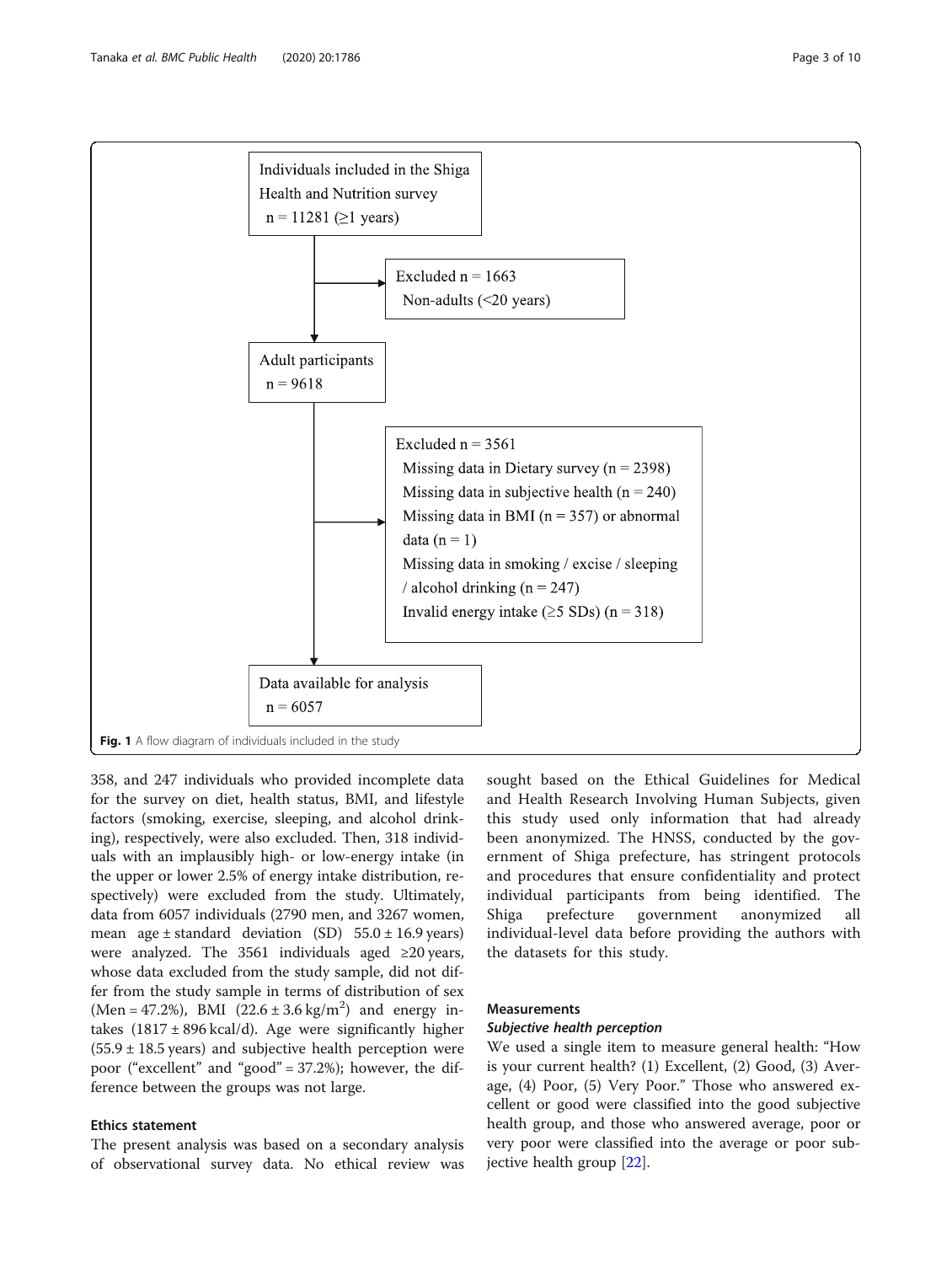Individuals included in the Shiga Health and Nutrition survey
n = 11281 (≥1 years)

Excluded n = 1663
Non-adults (<20 years)

Adult participants
n = 9618

Excluded n = 3561
Missing data in Dietary survey (n = 2398)
Missing data in subjective health (n = 240)
Missing data in BMI (n = 357) or abnormal data (n = 1)
Missing data in smoking / excise / sleeping / alcohol drinking (n = 247)
Invalid energy intake (≥5 SDs) (n = 318)

Data available for analysis
n = 6057

**Fig. 1** A flow diagram of individuals included in the study

358, and 247 individuals who provided incomplete data for the survey on diet, health status, BMI, and lifestyle factors (smoking, exercise, sleeping, and alcohol drinking), respectively, were also excluded. Then, 318 individuals with an implausibly high- or low-energy intake (in the upper or lower 2.5% of energy intake distribution, respectively) were excluded from the study. Ultimately, data from 6057 individuals (2790 men, and 3267 women, mean age ± standard deviation (SD) 55.0 ± 16.9 years) were analyzed. The 3561 individuals aged ≥20 years, whose data excluded from the study sample, did not differ from the study sample in terms of distribution of sex (Men = 47.2%), BMI (22.6 ± 3.6 kg/m$^2$) and energy intakes (1817 ± 896 kcal/d). Age were significantly higher (55.9 ± 18.5 years) and subjective health perception were poor ("excellent" and "good" = 37.2%); however, the difference between the groups was not large.

### Ethics statement

The present analysis was based on a secondary analysis of observational survey data. No ethical review was sought based on the Ethical Guidelines for Medical and Health Research Involving Human Subjects, given this study used only information that had already been anonymized. The HNSS, conducted by the government of Shiga prefecture, has stringent protocols and procedures that ensure confidentiality and protect individual participants from being identified. The Shiga prefecture government anonymized all individual-level data before providing the authors with the datasets for this study.

### Measurements

#### *Subjective health perception*

We used a single item to measure general health: "How is your current health? (1) Excellent, (2) Good, (3) Average, (4) Poor, (5) Very Poor." Those who answered excellent or good were classified into the good subjective health group, and those who answered average, poor or very poor were classified into the average or poor subjective health group [22].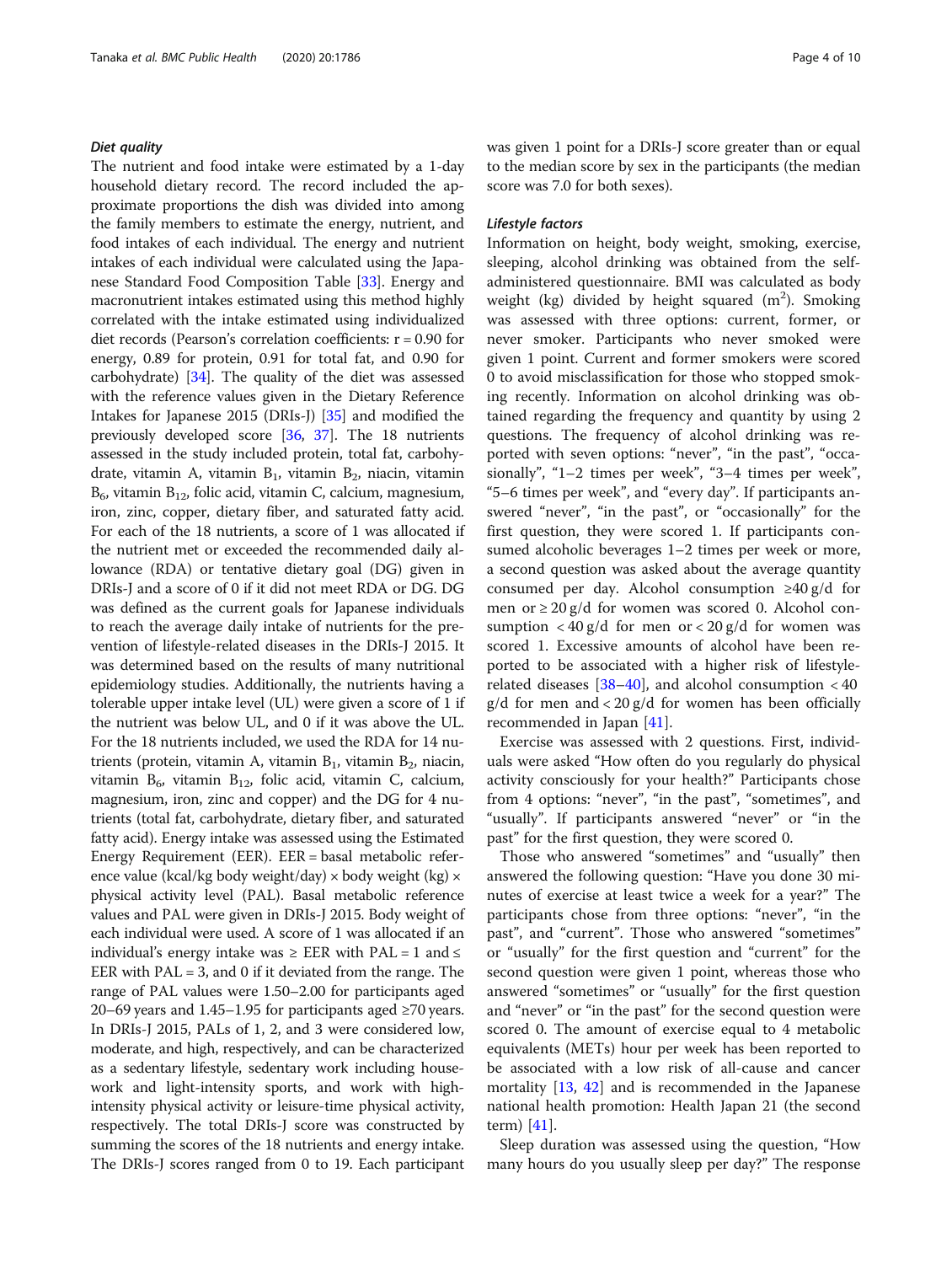#### *Diet quality*

The nutrient and food intake were estimated by a 1-day household dietary record. The record included the approximate proportions the dish was divided into among the family members to estimate the energy, nutrient, and food intakes of each individual. The energy and nutrient intakes of each individual were calculated using the Japanese Standard Food Composition Table [33]. Energy and macronutrient intakes estimated using this method highly correlated with the intake estimated using individualized diet records (Pearson's correlation coefficients: r = 0.90 for energy, 0.89 for protein, 0.91 for total fat, and 0.90 for carbohydrate) [34]. The quality of the diet was assessed with the reference values given in the Dietary Reference Intakes for Japanese 2015 (DRIs-J) [35] and modified the previously developed score [36, 37]. The 18 nutrients assessed in the study included protein, total fat, carbohydrate, vitamin A, vitamin $B_1$, vitamin $B_2$, niacin, vitamin $B_6$, vitamin $B_{12}$, folic acid, vitamin C, calcium, magnesium, iron, zinc, copper, dietary fiber, and saturated fatty acid. For each of the 18 nutrients, a score of 1 was allocated if the nutrient met or exceeded the recommended daily allowance (RDA) or tentative dietary goal (DG) given in DRIs-J and a score of 0 if it did not meet RDA or DG. DG was defined as the current goals for Japanese individuals to reach the average daily intake of nutrients for the prevention of lifestyle-related diseases in the DRIs-J 2015. It was determined based on the results of many nutritional epidemiology studies. Additionally, the nutrients having a tolerable upper intake level (UL) were given a score of 1 if the nutrient was below UL, and 0 if it was above the UL. For the 18 nutrients included, we used the RDA for 14 nutrients (protein, vitamin A, vitamin $B_1$, vitamin $B_2$, niacin, vitamin $B_6$, vitamin $B_{12}$, folic acid, vitamin C, calcium, magnesium, iron, zinc and copper) and the DG for 4 nutrients (total fat, carbohydrate, dietary fiber, and saturated fatty acid). Energy intake was assessed using the Estimated Energy Requirement (EER). EER = basal metabolic reference value (kcal/kg body weight/day) × body weight (kg) × physical activity level (PAL). Basal metabolic reference values and PAL were given in DRIs-J 2015. Body weight of each individual were used. A score of 1 was allocated if an individual's energy intake was ≥ EER with PAL = 1 and ≤ EER with PAL = 3, and 0 if it deviated from the range. The range of PAL values were 1.50–2.00 for participants aged 20–69 years and 1.45–1.95 for participants aged ≥70 years. In DRIs-J 2015, PALs of 1, 2, and 3 were considered low, moderate, and high, respectively, and can be characterized as a sedentary lifestyle, sedentary work including housework and light-intensity sports, and work with high-intensity physical activity or leisure-time physical activity, respectively. The total DRIs-J score was constructed by summing the scores of the 18 nutrients and energy intake. The DRIs-J scores ranged from 0 to 19. Each participant was given 1 point for a DRIs-J score greater than or equal to the median score by sex in the participants (the median score was 7.0 for both sexes).

#### *Lifestyle factors*

Information on height, body weight, smoking, exercise, sleeping, alcohol drinking was obtained from the self-administered questionnaire. BMI was calculated as body weight (kg) divided by height squared ($m^2$). Smoking was assessed with three options: current, former, or never smoker. Participants who never smoked were given 1 point. Current and former smokers were scored 0 to avoid misclassification for those who stopped smoking recently. Information on alcohol drinking was obtained regarding the frequency and quantity by using 2 questions. The frequency of alcohol drinking was reported with seven options: "never", "in the past", "occasionally", "1–2 times per week", "3–4 times per week", "5–6 times per week", and "every day". If participants answered "never", "in the past", or "occasionally" for the first question, they were scored 1. If participants consumed alcoholic beverages 1–2 times per week or more, a second question was asked about the average quantity consumed per day. Alcohol consumption ≥40 g/d for men or ≥ 20 g/d for women was scored 0. Alcohol consumption < 40 g/d for men or < 20 g/d for women was scored 1. Excessive amounts of alcohol have been reported to be associated with a higher risk of lifestyle-related diseases [38–40], and alcohol consumption < 40 g/d for men and < 20 g/d for women has been officially recommended in Japan [41].

Exercise was assessed with 2 questions. First, individuals were asked "How often do you regularly do physical activity consciously for your health?" Participants chose from 4 options: "never", "in the past", "sometimes", and "usually". If participants answered "never" or "in the past" for the first question, they were scored 0.

Those who answered "sometimes" and "usually" then answered the following question: "Have you done 30 minutes of exercise at least twice a week for a year?" The participants chose from three options: "never", "in the past", and "current". Those who answered "sometimes" or "usually" for the first question and "current" for the second question were given 1 point, whereas those who answered "sometimes" or "usually" for the first question and "never" or "in the past" for the second question were scored 0. The amount of exercise equal to 4 metabolic equivalents (METs) hour per week has been reported to be associated with a low risk of all-cause and cancer mortality [13, 42] and is recommended in the Japanese national health promotion: Health Japan 21 (the second term) [41].

Sleep duration was assessed using the question, "How many hours do you usually sleep per day?" The response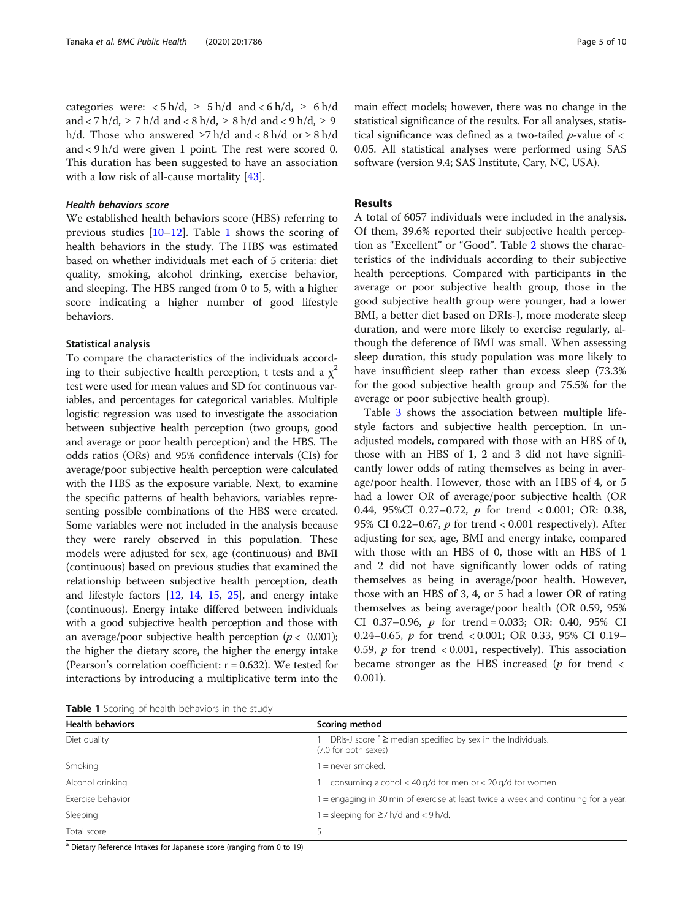categories were: < 5 h/d, ≥ 5 h/d and < 6 h/d, ≥ 6 h/d and < 7 h/d, ≥ 7 h/d and < 8 h/d, ≥ 8 h/d and < 9 h/d, ≥ 9 h/d. Those who answered ≥7 h/d and < 8 h/d or ≥ 8 h/d and < 9 h/d were given 1 point. The rest were scored 0. This duration has been suggested to have an association with a low risk of all-cause mortality [43].

#### Health behaviors score

We established health behaviors score (HBS) referring to previous studies [10–12]. Table 1 shows the scoring of health behaviors in the study. The HBS was estimated based on whether individuals met each of 5 criteria: diet quality, smoking, alcohol drinking, exercise behavior, and sleeping. The HBS ranged from 0 to 5, with a higher score indicating a higher number of good lifestyle behaviors.

### Statistical analysis

To compare the characteristics of the individuals according to their subjective health perception, t tests and a $\chi^2$ test were used for mean values and SD for continuous variables, and percentages for categorical variables. Multiple logistic regression was used to investigate the association between subjective health perception (two groups, good and average or poor health perception) and the HBS. The odds ratios (ORs) and 95% confidence intervals (CIs) for average/poor subjective health perception were calculated with the HBS as the exposure variable. Next, to examine the specific patterns of health behaviors, variables representing possible combinations of the HBS were created. Some variables were not included in the analysis because they were rarely observed in this population. These models were adjusted for sex, age (continuous) and BMI (continuous) based on previous studies that examined the relationship between subjective health perception, death and lifestyle factors [12, 14, 15, 25], and energy intake (continuous). Energy intake differed between individuals with a good subjective health perception and those with an average/poor subjective health perception ($p < 0.001$); the higher the dietary score, the higher the energy intake (Pearson's correlation coefficient: $r = 0.632$). We tested for interactions by introducing a multiplicative term into the main effect models; however, there was no change in the statistical significance of the results. For all analyses, statistical significance was defined as a two-tailed $p$-value of < 0.05. All statistical analyses were performed using SAS software (version 9.4; SAS Institute, Cary, NC, USA).

## Results

A total of 6057 individuals were included in the analysis. Of them, 39.6% reported their subjective health perception as "Excellent" or "Good". Table 2 shows the characteristics of the individuals according to their subjective health perceptions. Compared with participants in the average or poor subjective health group, those in the good subjective health group were younger, had a lower BMI, a better diet based on DRIs-J, more moderate sleep duration, and were more likely to exercise regularly, although the deference of BMI was small. When assessing sleep duration, this study population was more likely to have insufficient sleep rather than excess sleep (73.3% for the good subjective health group and 75.5% for the average or poor subjective health group).

Table 3 shows the association between multiple lifestyle factors and subjective health perception. In unadjusted models, compared with those with an HBS of 0, those with an HBS of 1, 2 and 3 did not have significantly lower odds of rating themselves as being in average/poor health. However, those with an HBS of 4, or 5 had a lower OR of average/poor subjective health (OR 0.44, 95%CI 0.27–0.72, $p$ for trend < 0.001; OR: 0.38, 95% CI 0.22–0.67, $p$ for trend < 0.001 respectively). After adjusting for sex, age, BMI and energy intake, compared with those with an HBS of 0, those with an HBS of 1 and 2 did not have significantly lower odds of rating themselves as being in average/poor health. However, those with an HBS of 3, 4, or 5 had a lower OR of rating themselves as being average/poor health (OR 0.59, 95% CI 0.37–0.96, $p$ for trend = 0.033; OR: 0.40, 95% CI 0.24–0.65, $p$ for trend < 0.001; OR 0.33, 95% CI 0.19–0.59, $p$ for trend < 0.001, respectively). This association became stronger as the HBS increased ($p$ for trend < 0.001).

**Table 1** Scoring of health behaviors in the study

| Health behaviors | Scoring method |
| --- | --- |
| Diet quality | 1 = DRIs-J score [a] ≥ median specified by sex in the Individuals. (7.0 for both sexes) |
| Smoking | 1 = never smoked. |
| Alcohol drinking | 1 = consuming alcohol < 40 g/d for men or < 20 g/d for women. |
| Exercise behavior | 1 = engaging in 30 min of exercise at least twice a week and continuing for a year. |
| Sleeping | 1 = sleeping for ≥7 h/d and < 9 h/d. |
| Total score | 5 |

[a] Dietary Reference Intakes for Japanese score (ranging from 0 to 19)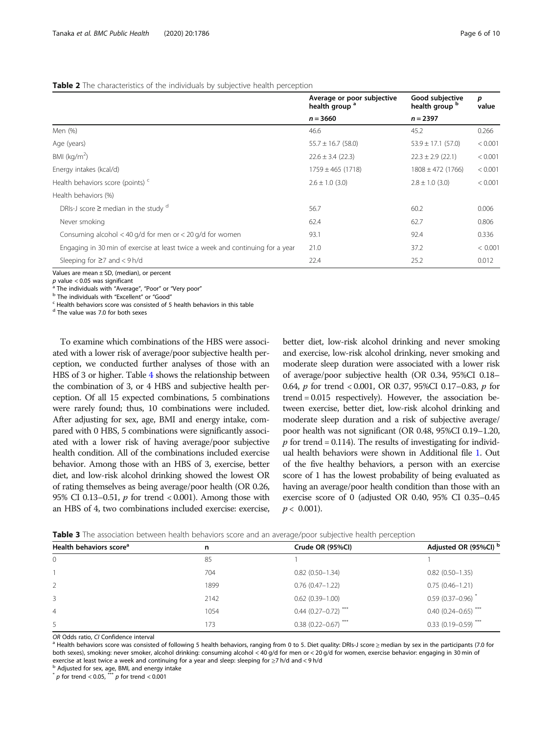**Table 2** The characteristics of the individuals by subjective health perception

| | Average or poor subjective health group [a] | Good subjective health group [b] | *p* value |
|---|---|---|---|
| | *n* = 3660 | *n* = 2397 | |
| Men (%) | 46.6 | 45.2 | 0.266 |
| Age (years) | 55.7 ± 16.7 (58.0) | 53.9 ± 17.1 (57.0) | < 0.001 |
| BMI (kg/m$^2$) | 22.6 ± 3.4 (22.3) | 22.3 ± 2.9 (22.1) | < 0.001 |
| Energy intakes (kcal/d) | 1759 ± 465 (1718) | 1808 ± 472 (1766) | < 0.001 |
| Health behaviors score (points) [c] | 2.6 ± 1.0 (3.0) | 2.8 ± 1.0 (3.0) | < 0.001 |
| Health behaviors (%) | | | |
| DRIs-J score ≥ median in the study [d] | 56.7 | 60.2 | 0.006 |
| Never smoking | 62.4 | 62.7 | 0.806 |
| Consuming alcohol < 40 g/d for men or < 20 g/d for women | 93.1 | 92.4 | 0.336 |
| Engaging in 30 min of exercise at least twice a week and continuing for a year | 21.0 | 37.2 | < 0.001 |
| Sleeping for ≥7 and < 9 h/d | 22.4 | 25.2 | 0.012 |

Values are mean ± SD, (median), or percent

*p* value < 0.05 was significant

[a] The individuals with "Average", "Poor" or "Very poor"

[b] The individuals with "Excellent" or "Good"

[c] Health behaviors score was consisted of 5 health behaviors in this table

[d] The value was 7.0 for both sexes

To examine which combinations of the HBS were associated with a lower risk of average/poor subjective health perception, we conducted further analyses of those with an HBS of 3 or higher. Table 4 shows the relationship between the combination of 3, or 4 HBS and subjective health perception. Of all 15 expected combinations, 5 combinations were rarely found; thus, 10 combinations were included. After adjusting for sex, age, BMI and energy intake, compared with 0 HBS, 5 combinations were significantly associated with a lower risk of having average/poor subjective health condition. All of the combinations included exercise behavior. Among those with an HBS of 3, exercise, better diet, and low-risk alcohol drinking showed the lowest OR of rating themselves as being average/poor health (OR 0.26, 95% CI 0.13–0.51, *p* for trend < 0.001). Among those with an HBS of 4, two combinations included exercise: exercise, better diet, low-risk alcohol drinking and never smoking and exercise, low-risk alcohol drinking, never smoking and moderate sleep duration were associated with a lower risk of average/poor subjective health (OR 0.34, 95%CI 0.18–0.64, *p* for trend < 0.001, OR 0.37, 95%CI 0.17–0.83, *p* for trend = 0.015 respectively). However, the association between exercise, better diet, low-risk alcohol drinking and moderate sleep duration and a risk of subjective average/poor health was not significant (OR 0.48, 95%CI 0.19–1.20, *p* for trend = 0.114). The results of investigating for individual health behaviors were shown in Additional file 1. Out of the five healthy behaviors, a person with an exercise score of 1 has the lowest probability of being evaluated as having an average/poor health condition than those with an exercise score of 0 (adjusted OR 0.40, 95% CI 0.35–0.45 $p < 0.001$).

**Table 3** The association between health behaviors score and an average/poor subjective health perception

| Health behaviors score[a] | n | Crude OR (95%CI) | Adjusted OR (95%CI) [b] |
|---|---|---|---|
| 0 | 85 | 1 | 1 |
| 1 | 704 | 0.82 (0.50–1.34) | 0.82 (0.50–1.35) |
| 2 | 1899 | 0.76 (0.47–1.22) | 0.75 (0.46–1.21) |
| 3 | 2142 | 0.62 (0.39–1.00) | 0.59 (0.37–0.96) * |
| 4 | 1054 | 0.44 (0.27–0.72) *** | 0.40 (0.24–0.65) *** |
| 5 | 173 | 0.38 (0.22–0.67) *** | 0.33 (0.19–0.59) *** |

*OR* Odds ratio, *CI* Confidence interval

[a] Health behaviors score was consisted of following 5 health behaviors, ranging from 0 to 5. Diet quality: DRIs-J score ≥ median by sex in the participants (7.0 for both sexes), smoking: never smoker, alcohol drinking: consuming alcohol < 40 g/d for men or < 20 g/d for women, exercise behavior: engaging in 30 min of exercise at least twice a week and continuing for a year and sleep: sleeping for ≥7 h/d and < 9 h/d

[b] Adjusted for sex, age, BMI, and energy intake

\* *p* for trend < 0.05, \*\*\* *p* for trend < 0.001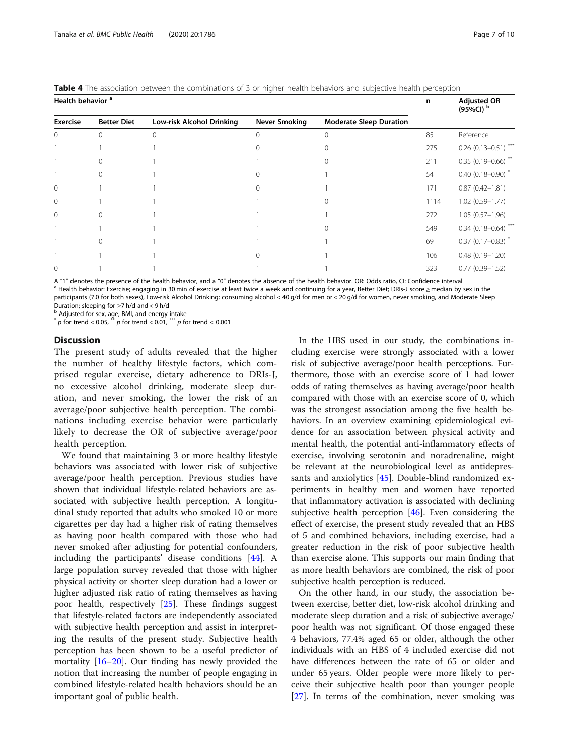**Table 4** The association between the combinations of 3 or higher health behaviors and subjective health perception

| Health behavior [a] | | | | | n | Adjusted OR (95%CI) [b] |
|---|---|---|---|---|---|---|
| Exercise | Better Diet | Low-risk Alcohol Drinking | Never Smoking | Moderate Sleep Duration | | |
| 0 | 0 | 0 | 0 | 0 | 85 | Reference |
| 1 | 1 | 1 | 0 | 0 | 275 | 0.26 (0.13–0.51) *** |
| 1 | 0 | 1 | 1 | 0 | 211 | 0.35 (0.19–0.66) ** |
| 1 | 0 | 1 | 0 | 1 | 54 | 0.40 (0.18–0.90) * |
| 0 | 1 | 1 | 0 | 1 | 171 | 0.87 (0.42–1.81) |
| 0 | 1 | 1 | 1 | 0 | 1114 | 1.02 (0.59–1.77) |
| 0 | 0 | 1 | 1 | 1 | 272 | 1.05 (0.57–1.96) |
| 1 | 1 | 1 | 1 | 0 | 549 | 0.34 (0.18–0.64) *** |
| 1 | 0 | 1 | 1 | 1 | 69 | 0.37 (0.17–0.83) * |
| 1 | 1 | 1 | 0 | 1 | 106 | 0.48 (0.19–1.20) |
| 0 | 1 | 1 | 1 | 1 | 323 | 0.77 (0.39–1.52) |

A "1" denotes the presence of the health behavior, and a "0" denotes the absence of the health behavior. OR: Odds ratio, CI: Confidence interval

[a] Health behavior: Exercise; engaging in 30 min of exercise at least twice a week and continuing for a year, Better Diet; DRIs-J score ≥ median by sex in the participants (7.0 for both sexes), Low-risk Alcohol Drinking; consuming alcohol < 40 g/d for men or < 20 g/d for women, never smoking, and Moderate Sleep Duration; sleeping for ≥7 h/d and < 9 h/d

[b] Adjusted for sex, age, BMI, and energy intake

* $p$ for trend < 0.05, ** $p$ for trend < 0.01, *** $p$ for trend < 0.001

## Discussion

The present study of adults revealed that the higher the number of healthy lifestyle factors, which comprised regular exercise, dietary adherence to DRIs-J, no excessive alcohol drinking, moderate sleep duration, and never smoking, the lower the risk of an average/poor subjective health perception. The combinations including exercise behavior were particularly likely to decrease the OR of subjective average/poor health perception.

We found that maintaining 3 or more healthy lifestyle behaviors was associated with lower risk of subjective average/poor health perception. Previous studies have shown that individual lifestyle-related behaviors are associated with subjective health perception. A longitudinal study reported that adults who smoked 10 or more cigarettes per day had a higher risk of rating themselves as having poor health compared with those who had never smoked after adjusting for potential confounders, including the participants' disease conditions [44]. A large population survey revealed that those with higher physical activity or shorter sleep duration had a lower or higher adjusted risk ratio of rating themselves as having poor health, respectively [25]. These findings suggest that lifestyle-related factors are independently associated with subjective health perception and assist in interpreting the results of the present study. Subjective health perception has been shown to be a useful predictor of mortality [16–20]. Our finding has newly provided the notion that increasing the number of people engaging in combined lifestyle-related health behaviors should be an important goal of public health.

In the HBS used in our study, the combinations including exercise were strongly associated with a lower risk of subjective average/poor health perceptions. Furthermore, those with an exercise score of 1 had lower odds of rating themselves as having average/poor health compared with those with an exercise score of 0, which was the strongest association among the five health behaviors. In an overview examining epidemiological evidence for an association between physical activity and mental health, the potential anti-inflammatory effects of exercise, involving serotonin and noradrenaline, might be relevant at the neurobiological level as antidepressants and anxiolytics [45]. Double-blind randomized experiments in healthy men and women have reported that inflammatory activation is associated with declining subjective health perception [46]. Even considering the effect of exercise, the present study revealed that an HBS of 5 and combined behaviors, including exercise, had a greater reduction in the risk of poor subjective health than exercise alone. This supports our main finding that as more health behaviors are combined, the risk of poor subjective health perception is reduced.

On the other hand, in our study, the association between exercise, better diet, low-risk alcohol drinking and moderate sleep duration and a risk of subjective average/poor health was not significant. Of those engaged these 4 behaviors, 77.4% aged 65 or older, although the other individuals with an HBS of 4 included exercise did not have differences between the rate of 65 or older and under 65 years. Older people were more likely to perceive their subjective health poor than younger people [27]. In terms of the combination, never smoking was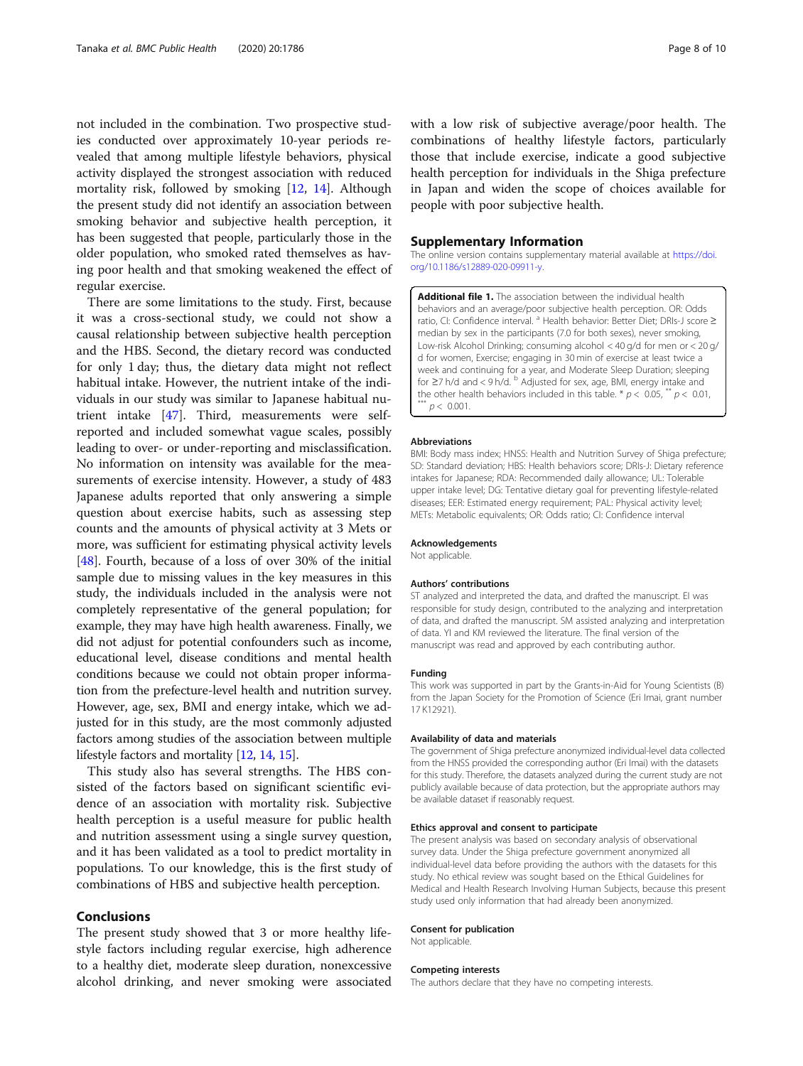not included in the combination. Two prospective studies conducted over approximately 10-year periods revealed that among multiple lifestyle behaviors, physical activity displayed the strongest association with reduced mortality risk, followed by smoking [12, 14]. Although the present study did not identify an association between smoking behavior and subjective health perception, it has been suggested that people, particularly those in the older population, who smoked rated themselves as having poor health and that smoking weakened the effect of regular exercise.

There are some limitations to the study. First, because it was a cross-sectional study, we could not show a causal relationship between subjective health perception and the HBS. Second, the dietary record was conducted for only 1 day; thus, the dietary data might not reflect habitual intake. However, the nutrient intake of the individuals in our study was similar to Japanese habitual nutrient intake [47]. Third, measurements were self-reported and included somewhat vague scales, possibly leading to over- or under-reporting and misclassification. No information on intensity was available for the measurements of exercise intensity. However, a study of 483 Japanese adults reported that only answering a simple question about exercise habits, such as assessing step counts and the amounts of physical activity at 3 Mets or more, was sufficient for estimating physical activity levels [48]. Fourth, because of a loss of over 30% of the initial sample due to missing values in the key measures in this study, the individuals included in the analysis were not completely representative of the general population; for example, they may have high health awareness. Finally, we did not adjust for potential confounders such as income, educational level, disease conditions and mental health conditions because we could not obtain proper information from the prefecture-level health and nutrition survey. However, age, sex, BMI and energy intake, which we adjusted for in this study, are the most commonly adjusted factors among studies of the association between multiple lifestyle factors and mortality [12, 14, 15].

This study also has several strengths. The HBS consisted of the factors based on significant scientific evidence of an association with mortality risk. Subjective health perception is a useful measure for public health and nutrition assessment using a single survey question, and it has been validated as a tool to predict mortality in populations. To our knowledge, this is the first study of combinations of HBS and subjective health perception.

## Conclusions

The present study showed that 3 or more healthy lifestyle factors including regular exercise, high adherence to a healthy diet, moderate sleep duration, nonexcessive alcohol drinking, and never smoking were associated with a low risk of subjective average/poor health. The combinations of healthy lifestyle factors, particularly those that include exercise, indicate a good subjective health perception for individuals in the Shiga prefecture in Japan and widen the scope of choices available for people with poor subjective health.

## Supplementary Information

The online version contains supplementary material available at https://doi.org/10.1186/s12889-020-09911-y.

**Additional file 1.** The association between the individual health behaviors and an average/poor subjective health perception. OR: Odds ratio, CI: Confidence interval. [a] Health behavior: Better Diet; DRIs-J score ≥ median by sex in the participants (7.0 for both sexes), never smoking, Low-risk Alcohol Drinking; consuming alcohol < 40 g/d for men or < 20 g/d for women, Exercise; engaging in 30 min of exercise at least twice a week and continuing for a year, and Moderate Sleep Duration; sleeping for ≥7 h/d and < 9 h/d. [b] Adjusted for sex, age, BMI, energy intake and the other health behaviors included in this table. * $p < 0.05$, ** $p < 0.01$, *** $p < 0.001$.

### Abbreviations

BMI: Body mass index; HNSS: Health and Nutrition Survey of Shiga prefecture; SD: Standard deviation; HBS: Health behaviors score; DRIs-J: Dietary reference intakes for Japanese; RDA: Recommended daily allowance; UL: Tolerable upper intake level; DG: Tentative dietary goal for preventing lifestyle-related diseases; EER: Estimated energy requirement; PAL: Physical activity level; METs: Metabolic equivalents; OR: Odds ratio; CI: Confidence interval

### Acknowledgements

Not applicable.

### Authors' contributions

ST analyzed and interpreted the data, and drafted the manuscript. EI was responsible for study design, contributed to the analyzing and interpretation of data, and drafted the manuscript. SM assisted analyzing and interpretation of data. YI and KM reviewed the literature. The final version of the manuscript was read and approved by each contributing author.

### Funding

This work was supported in part by the Grants-in-Aid for Young Scientists (B) from the Japan Society for the Promotion of Science (Eri Imai, grant number 17 K12921).

### Availability of data and materials

The government of Shiga prefecture anonymized individual-level data collected from the HNSS provided the corresponding author (Eri Imai) with the datasets for this study. Therefore, the datasets analyzed during the current study are not publicly available because of data protection, but the appropriate authors may be available dataset if reasonably request.

### Ethics approval and consent to participate

The present analysis was based on secondary analysis of observational survey data. Under the Shiga prefecture government anonymized all individual-level data before providing the authors with the datasets for this study. No ethical review was sought based on the Ethical Guidelines for Medical and Health Research Involving Human Subjects, because this present study used only information that had already been anonymized.

### Consent for publication

Not applicable.

### Competing interests

The authors declare that they have no competing interests.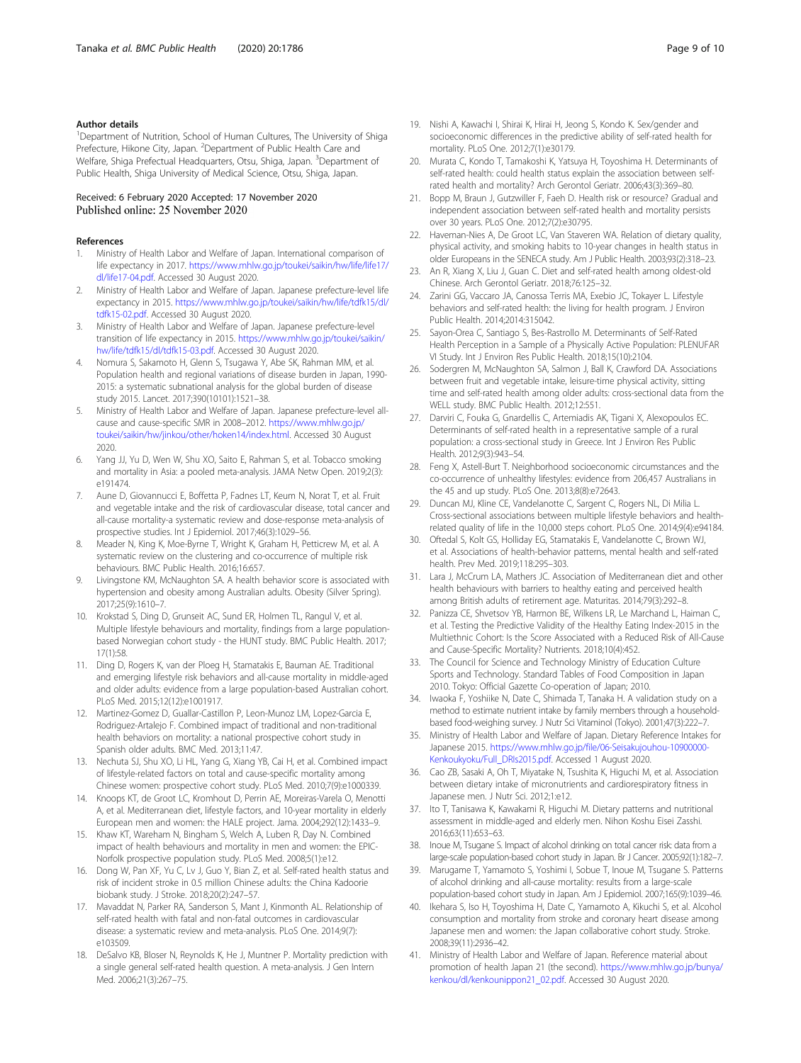### Author details

[1]Department of Nutrition, School of Human Cultures, The University of Shiga Prefecture, Hikone City, Japan. [2]Department of Public Health Care and Welfare, Shiga Prefectural Headquarters, Otsu, Shiga, Japan. [3]Department of Public Health, Shiga University of Medical Science, Otsu, Shiga, Japan.

Received: 6 February 2020 Accepted: 17 November 2020
Published online: 25 November 2020

### References

1. Ministry of Health Labor and Welfare of Japan. International comparison of life expectancy in 2017. https://www.mhlw.go.jp/toukei/saikin/hw/life/life17/dl/life17-04.pdf. Accessed 30 August 2020.
2. Ministry of Health Labor and Welfare of Japan. Japanese prefecture-level life expectancy in 2015. https://www.mhlw.go.jp/toukei/saikin/hw/life/tdfk15/dl/tdfk15-02.pdf. Accessed 30 August 2020.
3. Ministry of Health Labor and Welfare of Japan. Japanese prefecture-level transition of life expectancy in 2015. https://www.mhlw.go.jp/toukei/saikin/hw/life/tdfk15/dl/tdfk15-03.pdf. Accessed 30 August 2020.
4. Nomura S, Sakamoto H, Glenn S, Tsugawa Y, Abe SK, Rahman MM, et al. Population health and regional variations of disease burden in Japan, 1990-2015: a systematic subnational analysis for the global burden of disease study 2015. Lancet. 2017;390(10101):1521–38.
5. Ministry of Health Labor and Welfare of Japan. Japanese prefecture-level all-cause and cause-specific SMR in 2008–2012. https://www.mhlw.go.jp/toukei/saikin/hw/jinkou/other/hoken14/index.html. Accessed 30 August 2020.
6. Yang JJ, Yu D, Wen W, Shu XO, Saito E, Rahman S, et al. Tobacco smoking and mortality in Asia: a pooled meta-analysis. JAMA Netw Open. 2019;2(3):e191474.
7. Aune D, Giovannucci E, Boffetta P, Fadnes LT, Keum N, Norat T, et al. Fruit and vegetable intake and the risk of cardiovascular disease, total cancer and all-cause mortality-a systematic review and dose-response meta-analysis of prospective studies. Int J Epidemiol. 2017;46(3):1029–56.
8. Meader N, King K, Moe-Byrne T, Wright K, Graham H, Petticrew M, et al. A systematic review on the clustering and co-occurrence of multiple risk behaviours. BMC Public Health. 2016;16:657.
9. Livingstone KM, McNaughton SA. A health behavior score is associated with hypertension and obesity among Australian adults. Obesity (Silver Spring). 2017;25(9):1610–7.
10. Krokstad S, Ding D, Grunseit AC, Sund ER, Holmen TL, Rangul V, et al. Multiple lifestyle behaviours and mortality, findings from a large population-based Norwegian cohort study - the HUNT study. BMC Public Health. 2017;17(1):58.
11. Ding D, Rogers K, van der Ploeg H, Stamatakis E, Bauman AE. Traditional and emerging lifestyle risk behaviors and all-cause mortality in middle-aged and older adults: evidence from a large population-based Australian cohort. PLoS Med. 2015;12(12):e1001917.
12. Martinez-Gomez D, Guallar-Castillon P, Leon-Munoz LM, Lopez-Garcia E, Rodriguez-Artalejo F. Combined impact of traditional and non-traditional health behaviors on mortality: a national prospective cohort study in Spanish older adults. BMC Med. 2013;11:47.
13. Nechuta SJ, Shu XO, Li HL, Yang G, Xiang YB, Cai H, et al. Combined impact of lifestyle-related factors on total and cause-specific mortality among Chinese women: prospective cohort study. PLoS Med. 2010;7(9):e1000339.
14. Knoops KT, de Groot LC, Kromhout D, Perrin AE, Moreiras-Varela O, Menotti A, et al. Mediterranean diet, lifestyle factors, and 10-year mortality in elderly European men and women: the HALE project. Jama. 2004;292(12):1433–9.
15. Khaw KT, Wareham N, Bingham S, Welch A, Luben R, Day N. Combined impact of health behaviours and mortality in men and women: the EPIC-Norfolk prospective population study. PLoS Med. 2008;5(1):e12.
16. Dong W, Pan XF, Yu C, Lv J, Guo Y, Bian Z, et al. Self-rated health status and risk of incident stroke in 0.5 million Chinese adults: the China Kadoorie biobank study. J Stroke. 2018;20(2):247–57.
17. Mavaddat N, Parker RA, Sanderson S, Mant J, Kinmonth AL. Relationship of self-rated health with fatal and non-fatal outcomes in cardiovascular disease: a systematic review and meta-analysis. PLoS One. 2014;9(7):e103509.
18. DeSalvo KB, Bloser N, Reynolds K, He J, Muntner P. Mortality prediction with a single general self-rated health question. A meta-analysis. J Gen Intern Med. 2006;21(3):267–75.
19. Nishi A, Kawachi I, Shirai K, Hirai H, Jeong S, Kondo K. Sex/gender and socioeconomic differences in the predictive ability of self-rated health for mortality. PLoS One. 2012;7(1):e30179.
20. Murata C, Kondo T, Tamakoshi K, Yatsuya H, Toyoshima H. Determinants of self-rated health: could health status explain the association between self-rated health and mortality? Arch Gerontol Geriatr. 2006;43(3):369–80.
21. Bopp M, Braun J, Gutzwiller F, Faeh D. Health risk or resource? Gradual and independent association between self-rated health and mortality persists over 30 years. PLoS One. 2012;7(2):e30795.
22. Haveman-Nies A, De Groot LC, Van Staveren WA. Relation of dietary quality, physical activity, and smoking habits to 10-year changes in health status in older Europeans in the SENECA study. Am J Public Health. 2003;93(2):318–23.
23. An R, Xiang X, Liu J, Guan C. Diet and self-rated health among oldest-old Chinese. Arch Gerontol Geriatr. 2018;76:125–32.
24. Zarini GG, Vaccaro JA, Canossa Terris MA, Exebio JC, Tokayer L. Lifestyle behaviors and self-rated health: the living for health program. J Environ Public Health. 2014;2014:315042.
25. Sayon-Orea C, Santiago S, Bes-Rastrollo M. Determinants of Self-Rated Health Perception in a Sample of a Physically Active Population: PLENUFAR VI Study. Int J Environ Res Public Health. 2018;15(10):2104.
26. Sodergren M, McNaughton SA, Salmon J, Ball K, Crawford DA. Associations between fruit and vegetable intake, leisure-time physical activity, sitting time and self-rated health among older adults: cross-sectional data from the WELL study. BMC Public Health. 2012;12:551.
27. Darviri C, Fouka G, Gnardellis C, Artemiadis AK, Tigani X, Alexopoulos EC. Determinants of self-rated health in a representative sample of a rural population: a cross-sectional study in Greece. Int J Environ Res Public Health. 2012;9(3):943–54.
28. Feng X, Astell-Burt T. Neighborhood socioeconomic circumstances and the co-occurrence of unhealthy lifestyles: evidence from 206,457 Australians in the 45 and up study. PLoS One. 2013;8(8):e72643.
29. Duncan MJ, Kline CE, Vandelanotte C, Sargent C, Rogers NL, Di Milia L. Cross-sectional associations between multiple lifestyle behaviors and health-related quality of life in the 10,000 steps cohort. PLoS One. 2014;9(4):e94184.
30. Oftedal S, Kolt GS, Holliday EG, Stamatakis E, Vandelanotte C, Brown WJ, et al. Associations of health-behavior patterns, mental health and self-rated health. Prev Med. 2019;118:295–303.
31. Lara J, McCrum LA, Mathers JC. Association of Mediterranean diet and other health behaviours with barriers to healthy eating and perceived health among British adults of retirement age. Maturitas. 2014;79(3):292–8.
32. Panizza CE, Shvetsov YB, Harmon BE, Wilkens LR, Le Marchand L, Haiman C, et al. Testing the Predictive Validity of the Healthy Eating Index-2015 in the Multiethnic Cohort: Is the Score Associated with a Reduced Risk of All-Cause and Cause-Specific Mortality? Nutrients. 2018;10(4):452.
33. The Council for Science and Technology Ministry of Education Culture Sports and Technology. Standard Tables of Food Composition in Japan 2010. Tokyo: Official Gazette Co-operation of Japan; 2010.
34. Iwaoka F, Yoshiike N, Date C, Shimada T, Tanaka H. A validation study on a method to estimate nutrient intake by family members through a household-based food-weighing survey. J Nutr Sci Vitaminol (Tokyo). 2001;47(3):222–7.
35. Ministry of Health Labor and Welfare of Japan. Dietary Reference Intakes for Japanese 2015. https://www.mhlw.go.jp/file/06-Seisakujouhou-10900000-Kenkoukyoku/Full_DRIs2015.pdf. Accessed 1 August 2020.
36. Cao ZB, Sasaki A, Oh T, Miyatake N, Tsushita K, Higuchi M, et al. Association between dietary intake of micronutrients and cardiorespiratory fitness in Japanese men. J Nutr Sci. 2012;1:e12.
37. Ito T, Tanisawa K, Kawakami R, Higuchi M. Dietary patterns and nutritional assessment in middle-aged and elderly men. Nihon Koshu Eisei Zasshi. 2016;63(11):653–63.
38. Inoue M, Tsugane S. Impact of alcohol drinking on total cancer risk: data from a large-scale population-based cohort study in Japan. Br J Cancer. 2005;92(1):182–7.
39. Marugame T, Yamamoto S, Yoshimi I, Sobue T, Inoue M, Tsugane S. Patterns of alcohol drinking and all-cause mortality: results from a large-scale population-based cohort study in Japan. Am J Epidemiol. 2007;165(9):1039–46.
40. Ikehara S, Iso H, Toyoshima H, Date C, Yamamoto A, Kikuchi S, et al. Alcohol consumption and mortality from stroke and coronary heart disease among Japanese men and women: the Japan collaborative cohort study. Stroke. 2008;39(11):2936–42.
41. Ministry of Health Labor and Welfare of Japan. Reference material about promotion of health Japan 21 (the second). https://www.mhlw.go.jp/bunya/kenkou/dl/kenkounippon21_02.pdf. Accessed 30 August 2020.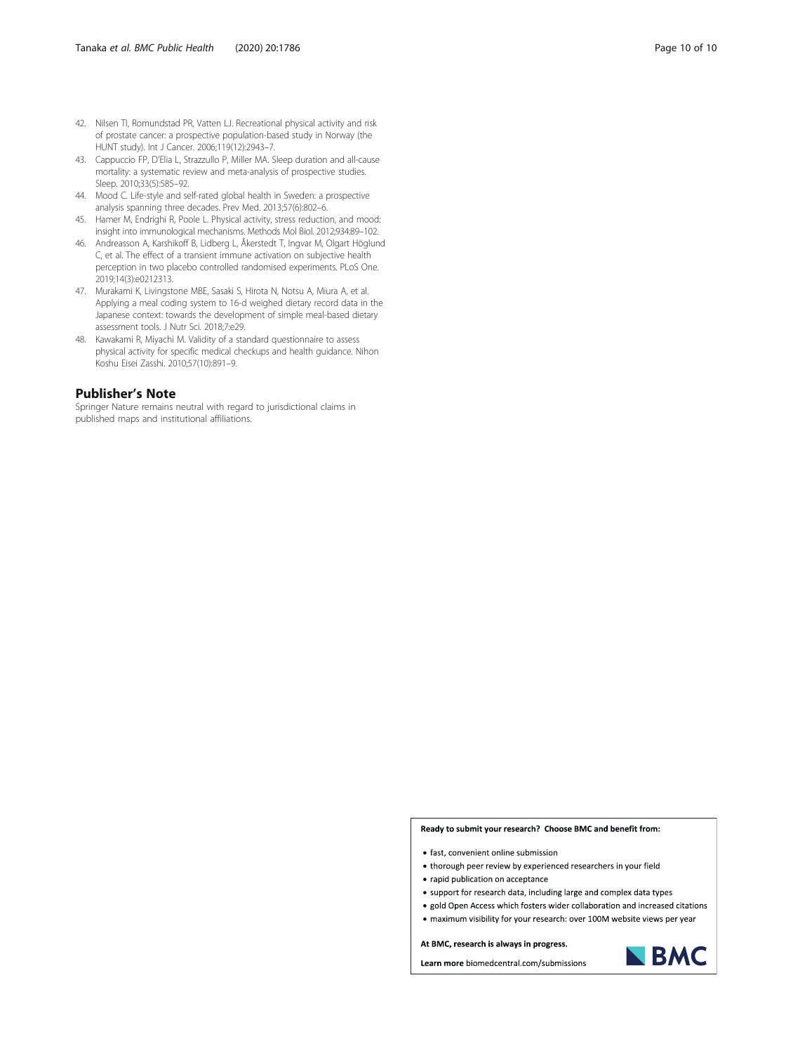42. Nilsen TI, Romundstad PR, Vatten LJ. Recreational physical activity and risk of prostate cancer: a prospective population-based study in Norway (the HUNT study). Int J Cancer. 2006;119(12):2943–7.
43. Cappuccio FP, D'Elia L, Strazzullo P, Miller MA. Sleep duration and all-cause mortality: a systematic review and meta-analysis of prospective studies. Sleep. 2010;33(5):585–92.
44. Mood C. Life-style and self-rated global health in Sweden: a prospective analysis spanning three decades. Prev Med. 2013;57(6):802–6.
45. Hamer M, Endrighi R, Poole L. Physical activity, stress reduction, and mood: insight into immunological mechanisms. Methods Mol Biol. 2012;934:89–102.
46. Andreasson A, Karshikoff B, Lidberg L, Åkerstedt T, Ingvar M, Olgart Höglund C, et al. The effect of a transient immune activation on subjective health perception in two placebo controlled randomised experiments. PLoS One. 2019;14(3):e0212313.
47. Murakami K, Livingstone MBE, Sasaki S, Hirota N, Notsu A, Miura A, et al. Applying a meal coding system to 16-d weighed dietary record data in the Japanese context: towards the development of simple meal-based dietary assessment tools. J Nutr Sci. 2018;7:e29.
48. Kawakami R, Miyachi M. Validity of a standard questionnaire to assess physical activity for specific medical checkups and health guidance. Nihon Koshu Eisei Zasshi. 2010;57(10):891–9.

## Publisher's Note

Springer Nature remains neutral with regard to jurisdictional claims in published maps and institutional affiliations.

**Ready to submit your research? Choose BMC and benefit from:**

- fast, convenient online submission
- thorough peer review by experienced researchers in your field
- rapid publication on acceptance
- support for research data, including large and complex data types
- gold Open Access which fosters wider collaboration and increased citations
- maximum visibility for your research: over 100M website views per year

**At BMC, research is always in progress.**

**Learn more** biomedcentral.com/submissions

BMC